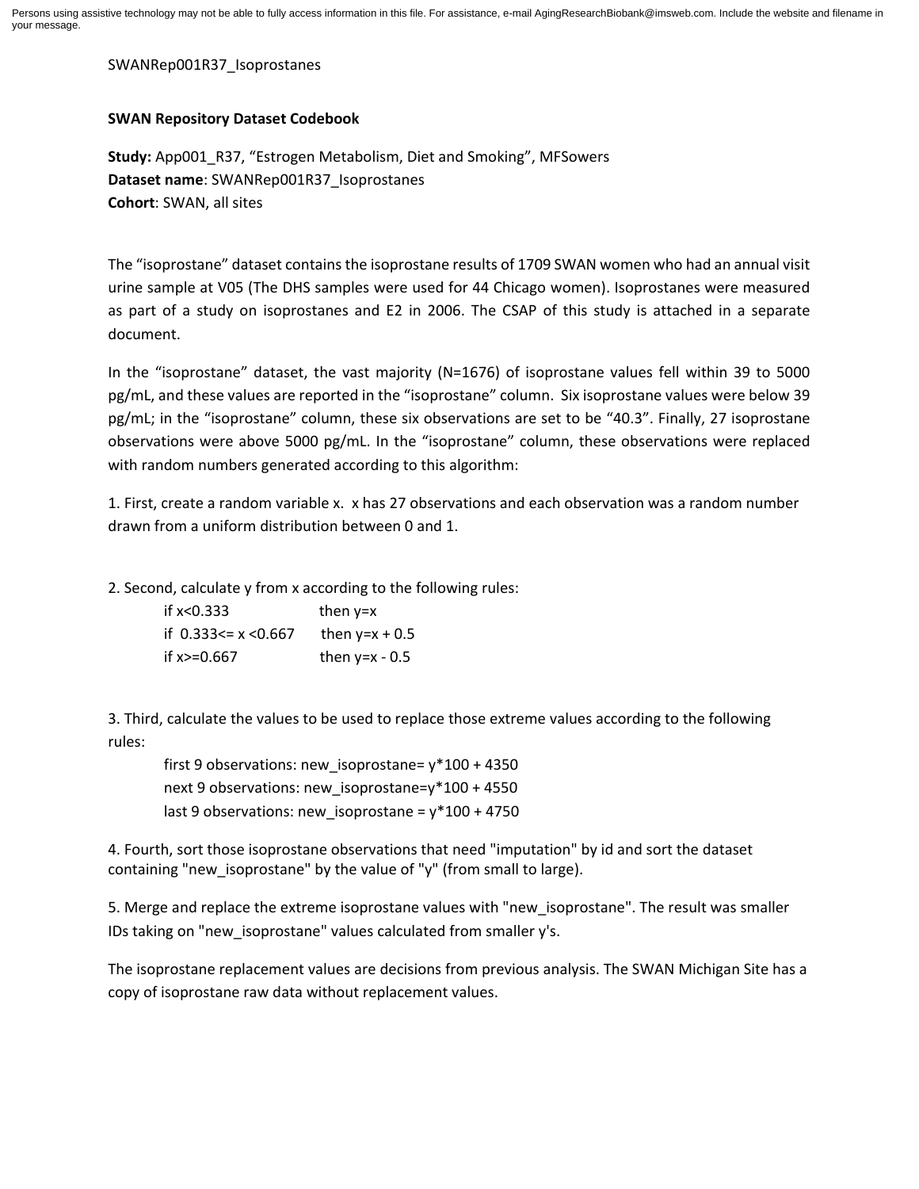Persons using assistive technology may not be able to fully access information in this file. For assistance, e-mail AgingResearchBiobank@imsweb.com. Include the website and filename in your message.

SWANRep001R37_Isoprostanes

**SWAN Repository Dataset Codebook**

**Study:** App001_R37, "Estrogen Metabolism, Diet and Smoking", MFSowers
**Dataset name**: SWANRep001R37_Isoprostanes
**Cohort**: SWAN, all sites

The "isoprostane" dataset contains the isoprostane results of 1709 SWAN women who had an annual visit urine sample at V05 (The DHS samples were used for 44 Chicago women). Isoprostanes were measured as part of a study on isoprostanes and E2 in 2006. The CSAP of this study is attached in a separate document.

In the "isoprostane" dataset, the vast majority (N=1676) of isoprostane values fell within 39 to 5000 pg/mL, and these values are reported in the "isoprostane" column. Six isoprostane values were below 39 pg/mL; in the "isoprostane" column, these six observations are set to be "40.3". Finally, 27 isoprostane observations were above 5000 pg/mL. In the "isoprostane" column, these observations were replaced with random numbers generated according to this algorithm:

1. First, create a random variable x. x has 27 observations and each observation was a random number drawn from a uniform distribution between 0 and 1.

2. Second, calculate y from x according to the following rules:

   if x<0.333 then y=x
   if 0.333<= x <0.667 then y=x + 0.5
   if x>=0.667 then y=x - 0.5

3. Third, calculate the values to be used to replace those extreme values according to the following rules:

   first 9 observations: new_isoprostane= y*100 + 4350
   next 9 observations: new_isoprostane=y*100 + 4550
   last 9 observations: new_isoprostane = y*100 + 4750

4. Fourth, sort those isoprostane observations that need "imputation" by id and sort the dataset containing "new_isoprostane" by the value of "y" (from small to large).

5. Merge and replace the extreme isoprostane values with "new_isoprostane". The result was smaller IDs taking on "new_isoprostane" values calculated from smaller y's.

The isoprostane replacement values are decisions from previous analysis. The SWAN Michigan Site has a copy of isoprostane raw data without replacement values.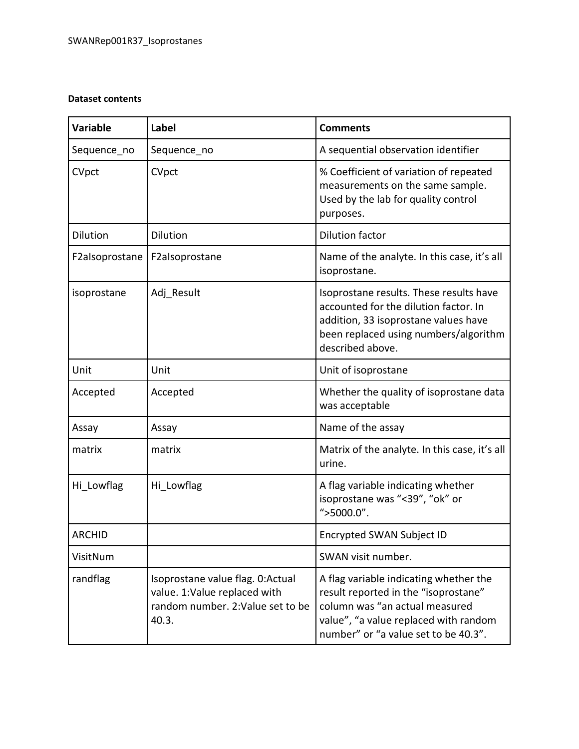**Dataset contents**

| Variable | Label | Comments |
| --- | --- | --- |
| Sequence_no | Sequence_no | A sequential observation identifier |
| CVpct | CVpct | % Coefficient of variation of repeated measurements on the same sample. Used by the lab for quality control purposes. |
| Dilution | Dilution | Dilution factor |
| F2aIsoprostane | F2aIsoprostane | Name of the analyte. In this case, it's all isoprostane. |
| isoprostane | Adj_Result | Isoprostane results. These results have accounted for the dilution factor. In addition, 33 isoprostane values have been replaced using numbers/algorithm described above. |
| Unit | Unit | Unit of isoprostane |
| Accepted | Accepted | Whether the quality of isoprostane data was acceptable |
| Assay | Assay | Name of the assay |
| matrix | matrix | Matrix of the analyte. In this case, it's all urine. |
| Hi_Lowflag | Hi_Lowflag | A flag variable indicating whether isoprostane was "<39", "ok" or ">5000.0". |
| ARCHID | | Encrypted SWAN Subject ID |
| VisitNum | | SWAN visit number. |
| randflag | Isoprostane value flag. 0:Actual value. 1:Value replaced with random number. 2:Value set to be 40.3. | A flag variable indicating whether the result reported in the "isoprostane" column was "an actual measured value", "a value replaced with random number" or "a value set to be 40.3". |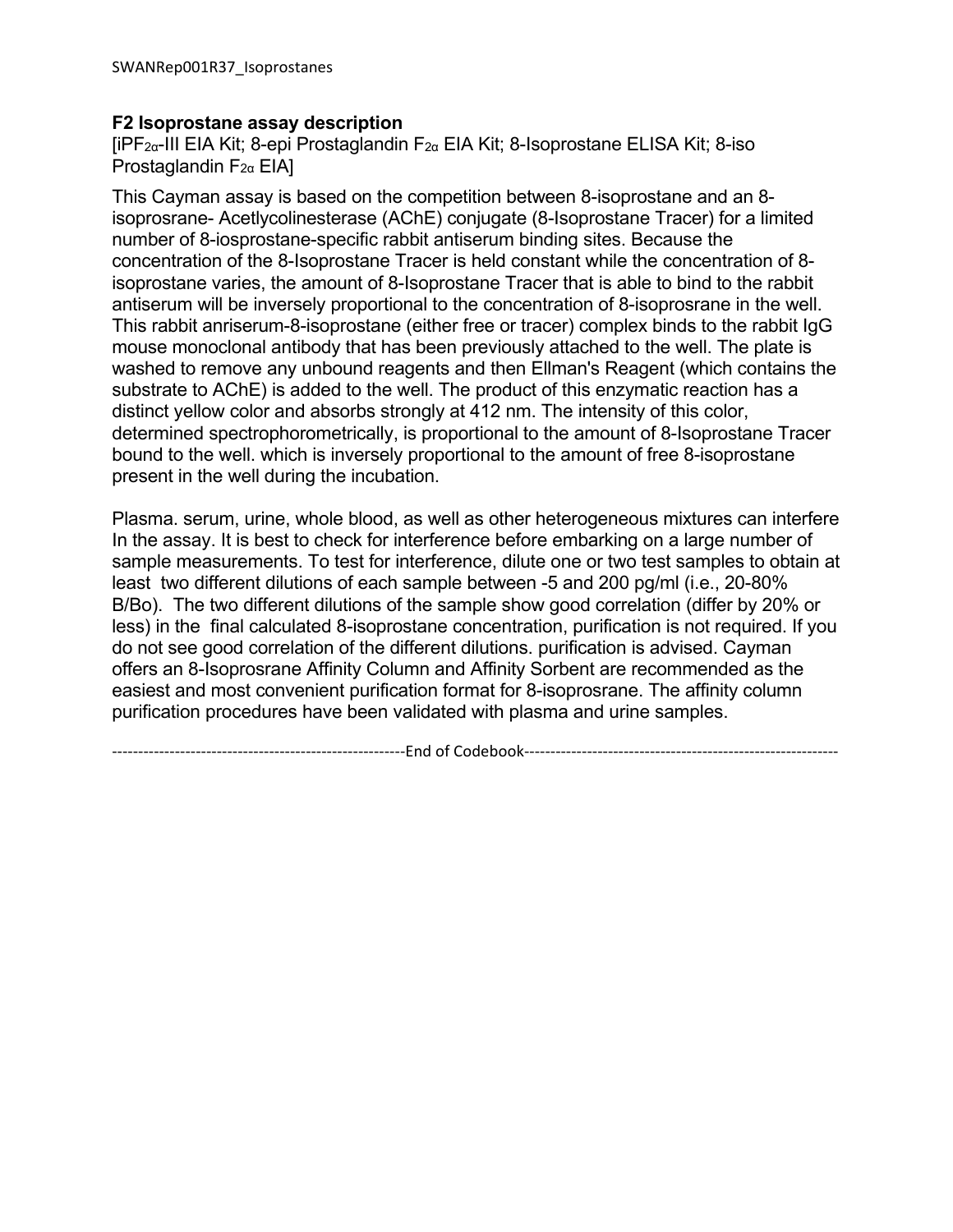## F2 Isoprostane assay description

[$iPF_{2α}$-III EIA Kit; 8-epi Prostaglandin $F_{2α}$ EIA Kit; 8-Isoprostane ELISA Kit; 8-iso Prostaglandin $F_{2α}$ EIA]

This Cayman assay is based on the competition between 8-isoprostane and an 8-isoprosrane- Acetlycolinesterase (AChE) conjugate (8-Isoprostane Tracer) for a limited number of 8-iosprostane-specific rabbit antiserum binding sites. Because the concentration of the 8-Isoprostane Tracer is held constant while the concentration of 8-isoprostane varies, the amount of 8-Isoprostane Tracer that is able to bind to the rabbit antiserum will be inversely proportional to the concentration of 8-isoprosrane in the well. This rabbit anriserum-8-isoprostane (either free or tracer) complex binds to the rabbit IgG mouse monoclonal antibody that has been previously attached to the well. The plate is washed to remove any unbound reagents and then Ellman's Reagent (which contains the substrate to AChE) is added to the well. The product of this enzymatic reaction has a distinct yellow color and absorbs strongly at 412 nm. The intensity of this color, determined spectrophoromretically, is proportional to the amount of 8-Isoprostane Tracer bound to the well. which is inversely proportional to the amount of free 8-isoprostane present in the well during the incubation.

Plasma. serum, urine, whole blood, as well as other heterogeneous mixtures can interfere In the assay. It is best to check for interference before embarking on a large number of sample measurements. To test for interference, dilute one or two test samples to obtain at least two different dilutions of each sample between -5 and 200 pg/ml (i.e., 20-80% B/Bo). The two different dilutions of the sample show good correlation (differ by 20% or less) in the final calculated 8-isoprostane concentration, purification is not required. If you do not see good correlation of the different dilutions. purification is advised. Cayman offers an 8-Isoprosrane Affinity Column and Affinity Sorbent are recommended as the easiest and most convenient purification format for 8-isoprosrane. The affinity column purification procedures have been validated with plasma and urine samples.

---End of Codebook---